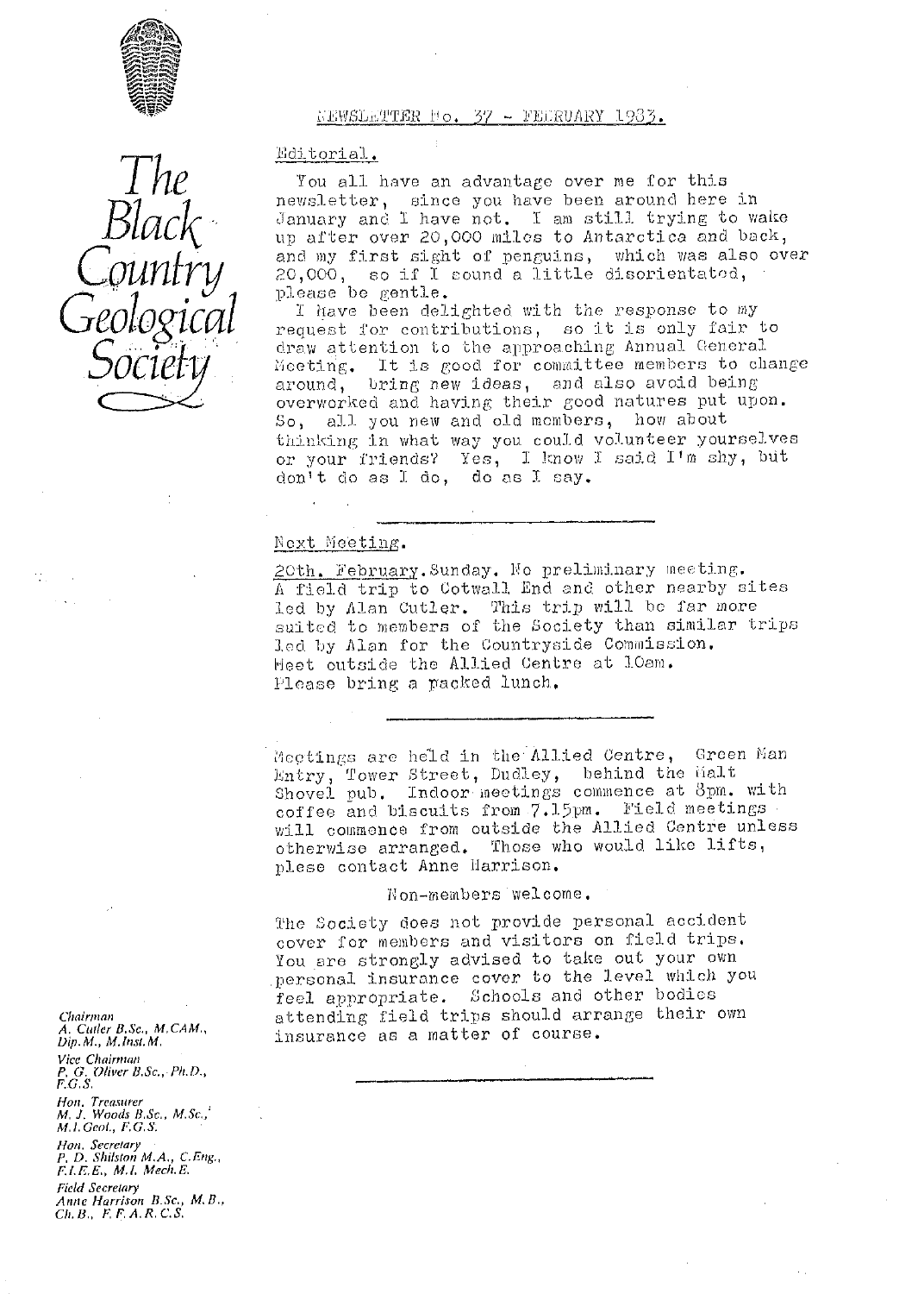# The Black Country Geological Society

## NEWSLETTER No. 37 - FEBRUARY 1983.

### Editorial.

You all have an advantage over me for this newsletter, since you have been around here in January and I have not. I am still trying to wake up after over 20,000 miles to Antarctica and back, and my first sight of penguins, which was also over 20,000, so if I sound a little disorientated, please be gentle.

I have been delighted with the response to my request for contributions, so it is only fair to draw attention to the approaching Annual General Meeting. It is good for committee members to change around, bring new ideas, and also avoid being overworked and having their good natures put upon. So, all you new and old members, how about thinking in what way you could volunteer yourselves or your friends? Yes, I know I said I'm shy, but don't do as I do, do as I say.

---

### Next Meeting.

20th. February. Sunday. No preliminary meeting.
A field trip to Cotwall End and other nearby sites led by Alan Cutler. This trip will be far more suited to members of the Society than similar trips led by Alan for the Countryside Commission.
Meet outside the Allied Centre at 10am.
Please bring a packed lunch.

---

Meetings are held in the Allied Centre, Green Man Entry, Tower Street, Dudley, behind the Malt Shovel pub. Indoor meetings commence at 8pm. with coffee and biscuits from 7.15pm. Field meetings will commence from outside the Allied Centre unless otherwise arranged. Those who would like lifts, plese contact Anne Harrison.

Non-members welcome.

The Society does not provide personal accident cover for members and visitors on field trips. You are strongly advised to take out your own personal insurance cover to the level which you feel appropriate. Schools and other bodies attending field trips should arrange their own insurance as a matter of course.

---

*Chairman*
A. Cutler B.Sc., M.CAM., Dip.M., M.Inst.M.

*Vice Chairman*
P. G. Oliver B.Sc., Ph.D., F.G.S.

*Hon. Treasurer*
M. J. Woods B.Sc., M.Sc., M.I.Geol., F.G.S.

*Hon. Secretary*
P. D. Shilston M.A., C.Eng., F.I.E.E., M.I. Mech.E.

*Field Secretary*
Anne Harrison B.Sc., M.B., Ch.B., F.F.A.R.C.S.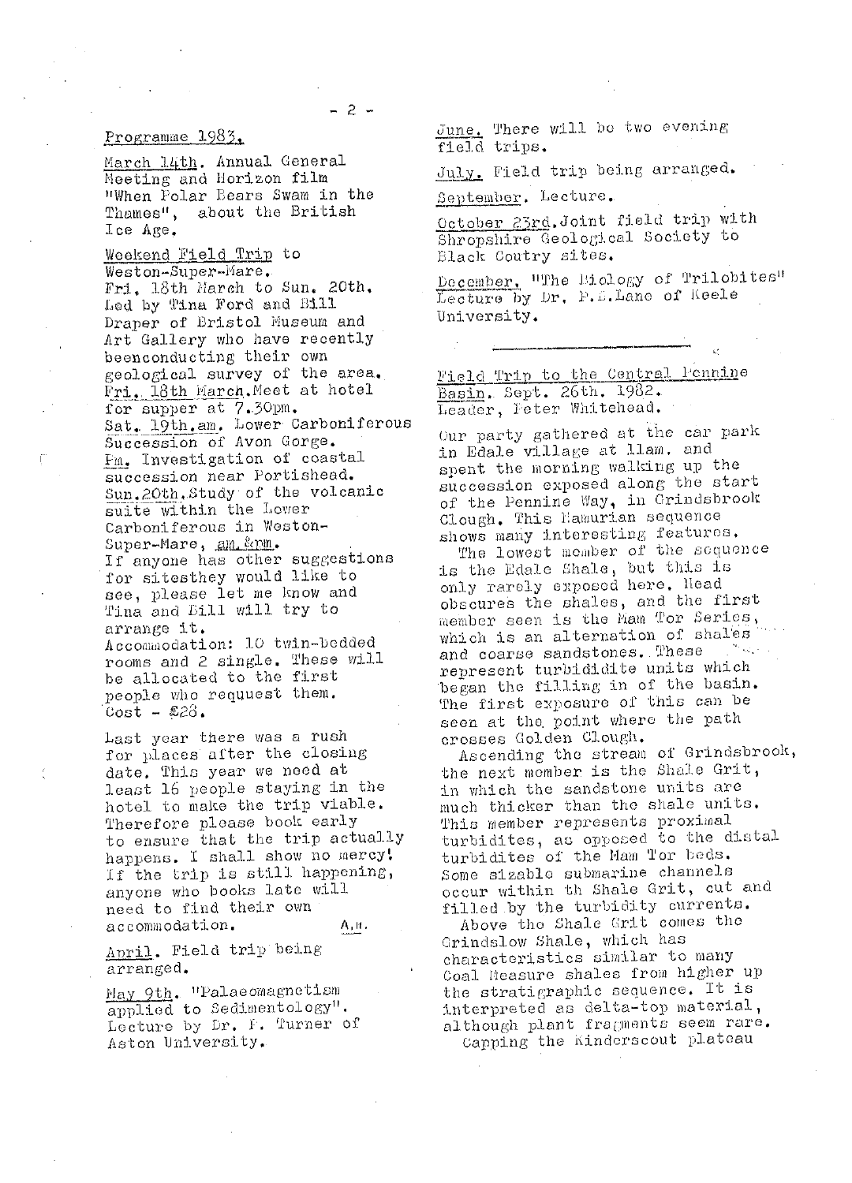## Programme 1983.

**March 14th.** Annual General Meeting and Horizon film "When Polar Bears Swam in the Thames", about the British Ice Age.

**Weekend Field Trip to Weston-Super-Mare.**
Fri. 18th March to Sun. 20th. Led by Tina Ford and Bill Draper of Bristol Museum and Art Gallery who have recently beenconducting their own geological survey of the area.
Fri. 18th March. Meet at hotel for supper at 7.30pm.
Sat. 19th.am. Lower Carboniferous Succession of Avon Gorge.
Pm. Investigation of coastal succession near Portishead.
Sun.20th. Study of the volcanic suite within the Lower Carboniferous in Weston-Super-Mare, am.&pm.
If anyone has other suggestions for sitesthey would like to see, please let me know and Tina and Bill will try to arrange it.
Accommodation: 10 twin-bedded rooms and 2 single. These will be allocated to the first people who requuest them.
Cost - £28.

Last year there was a rush for places after the closing date. This year we need at least 16 people staying in the hotel to make the trip viable. Therefore please book early to ensure that the trip actually happens. I shall show no mercy! If the trip is still happening, anyone who books late will need to find their own accommodation. A.H.

**April.** Field trip being arranged.

**May 9th.** "Palaeomagnetism applied to Sedimentology". Lecture by Dr. P. Turner of Aston University.

**June.** There will be two evening field trips.

**July.** Field trip being arranged.

**September.** Lecture.

**October 23rd.** Joint field trip with Shropshire Geological Society to Black Coutry sites.

**December.** "The Biology of Trilobites" Lecture by Dr. P.D.Lane of Keele University.

---

## Field Trip to the Central Pennine Basin. Sept. 26th. 1982.
Leader, Peter Whitehead.

Our party gathered at the car park in Edale village at 11am. and spent the morning walking up the succession exposed along the start of the Pennine Way, in Grindsbrook Clough. This Namurian sequence shows many interesting features.

The lowest member of the sequence is the Edale Shale, but this is only rarely exposed here. Head obscures the shales, and the first member seen is the Mam Tor Series, which is an alternation of shales and coarse sandstones. These represent turbidite units which began the filling in of the basin. The first exposure of this can be seen at the point where the path crosses Golden Clough.

Ascending the stream of Grindsbrook, the next member is the Shale Grit, in which the sandstone units are much thicker than the shale units. This member represents proximal turbidites, as opposed to the distal turbidites of the Mam Tor beds. Some sizable submarine channels occur within th Shale Grit, cut and filled by the turbidity currents.

Above the Shale Grit comes the Grindslow Shale, which has characteristics similar to many Coal Measure shales from higher up the stratigraphic sequence. It is interpreted as delta-top material, although plant fragments seem rare.

Capping the Kinderscout plateau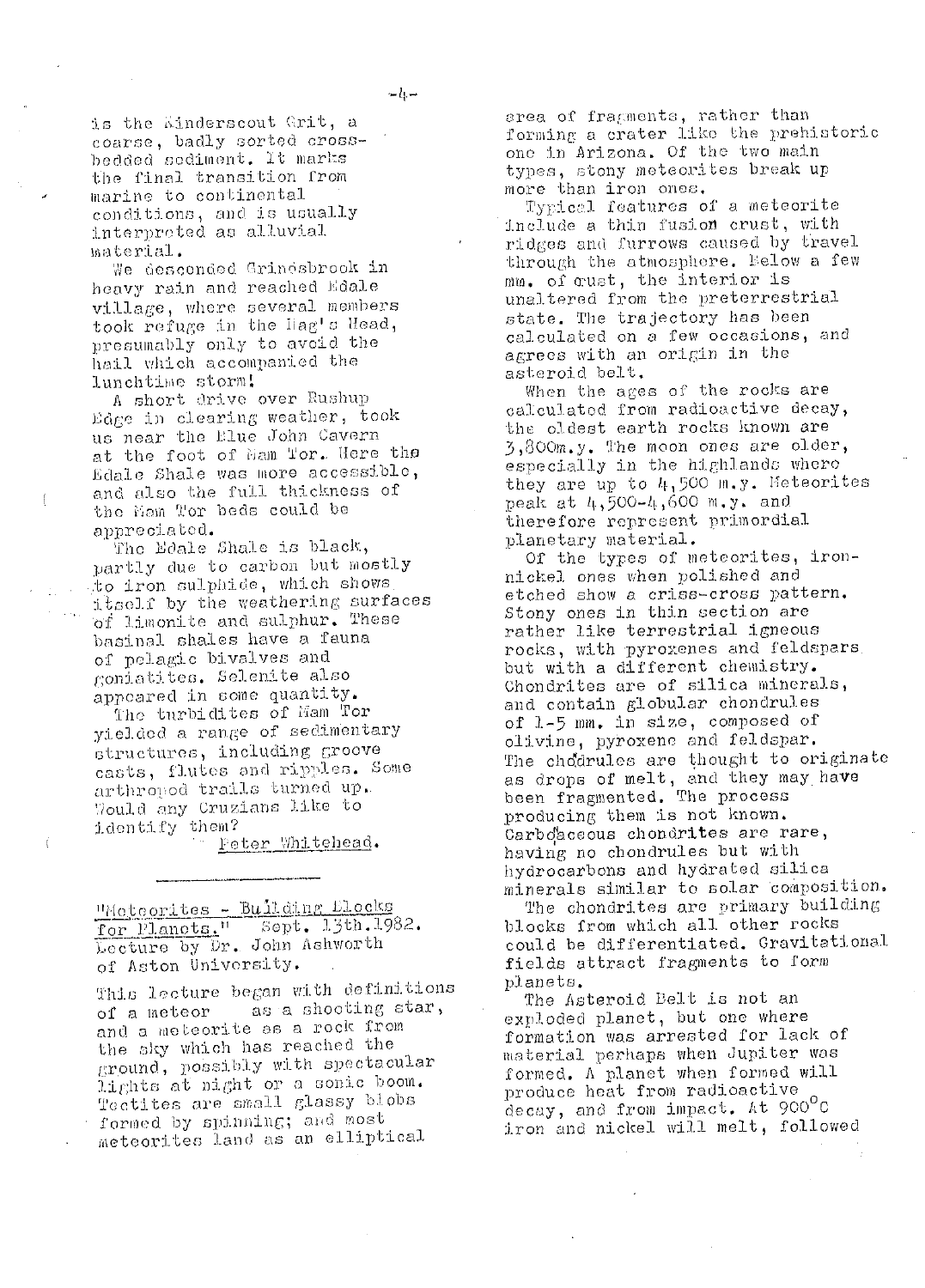is the Kinderscout Grit, a coarse, badly sorted cross-bedded sediment. It marks the final transition from marine to continental conditions, and is usually interpreted as alluvial material.

We descended Grindsbrook in heavy rain and reached Edale village, where several members took refuge in the Nag's Head, presumably only to avoid the hail which accompanied the lunchtime storm!

A short drive over Rushup Edge in clearing weather, took us near the Blue John Cavern at the foot of Mam Tor. Here the Edale Shale was more accessible, and also the full thickness of the Mam Tor beds could be appreciated.

The Edale Shale is black, partly due to carbon but mostly to iron sulphide, which shows itself by the weathering surfaces of limonite and sulphur. These basinal shales have a fauna of pelagic bivalves and goniatites. Selenite also appeared in some quantity.

The turbidites of Mam Tor yielded a range of sedimentary structures, including groove casts, flutes and ripples. Some arthropod trails turned up. Would any Cruzians like to identify them?

Peter Whitehead.

---

"Meteorites - Building Blocks for Planets." Sept. 13th.1982. Lecture by Dr. John Ashworth of Aston University.

This lecture began with definitions of a meteor as a shooting star, and a meteorite as a rock from the sky which has reached the ground, possibly with spectacular lights at night or a sonic boom. Tectites are small glassy blobs formed by spinning; and most meteorites land as an elliptical area of fragments, rather than forming a crater like the prehistoric one in Arizona. Of the two main types, stony meteorites break up more than iron ones.

Typical features of a meteorite include a thin fusion crust, with ridges and furrows caused by travel through the atmosphere. Below a few mm. of crust, the interior is unaltered from the preterrestrial state. The trajectory has been calculated on a few occasions, and agrees with an origin in the asteroid belt.

When the ages of the rocks are calculated from radioactive decay, the oldest earth rocks known are 3,800m.y. The moon ones are older, especially in the highlands where they are up to 4,500 m.y. Meteorites peak at 4,500-4,600 m.y. and therefore represent primordial planetary material.

Of the types of meteorites, iron-nickel ones when polished and etched show a criss-cross pattern. Stony ones in thin section are rather like terrestrial igneous rocks, with pyroxenes and feldspars but with a different chemistry. Chondrites are of silica minerals, and contain globular chondrules of 1-5 mm. in size, composed of olivine, pyroxene and feldspar. The chondrules are thought to originate as drops of melt, and they may have been fragmented. The process producing them is not known. Carbonaceous chondrites are rare, having no chondrules but with hydrocarbons and hydrated silica minerals similar to solar composition.

The chondrites are primary building blocks from which all other rocks could be differentiated. Gravitational fields attract fragments to form planets.

The Asteroid Belt is not an exploded planet, but one where formation was arrested for lack of material perhaps when Jupiter was formed. A planet when formed will produce heat from radioactive decay, and from impact. At 900°C iron and nickel will melt, followed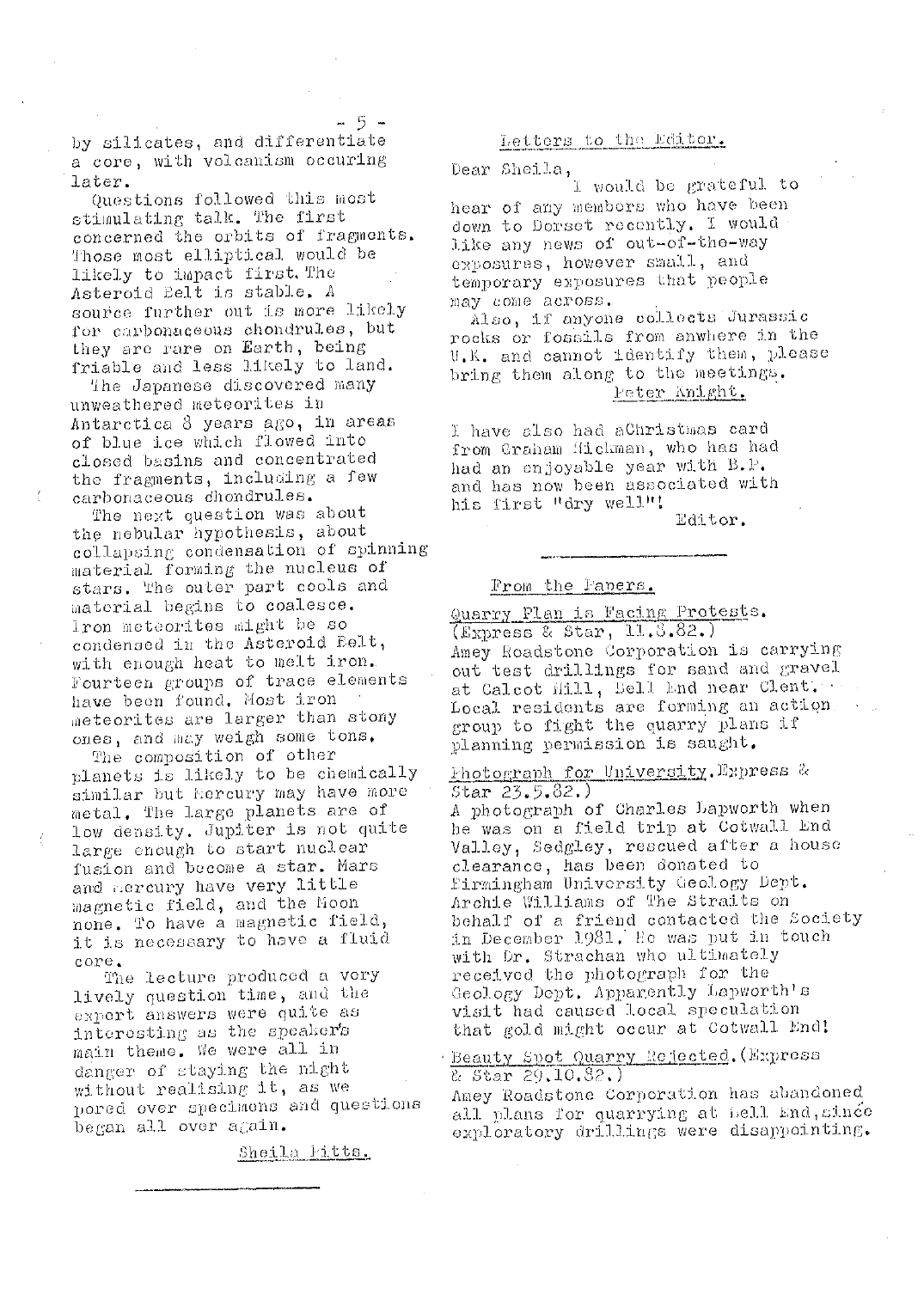by silicates, and differentiate a core, with volcanism occuring later.

Questions followed this most stimulating talk. The first concerned the orbits of fragments. Those most elliptical would be likely to impact first. The Asteroid Belt is stable. A source further out is more likely for carbonaceous chondrules, but they are rare on Earth, being friable and less likely to land.

The Japanese discovered many unweathered meteorites in Antarctica 8 years ago, in areas of blue ice which flowed into closed basins and concentrated the fragments, including a few carbonaceous chondrules.

The next question was about the nebular hypothesis, about collapsing condensation of spinning material forming the nucleus of stars. The outer part cools and material begins to coalesce. Iron meteorites might be so condensed in the Asteroid Belt, with enough heat to melt iron. Fourteen groups of trace elements have been found. Most iron meteorites are larger than stony ones, and may weigh some tons.

The composition of other planets is likely to be chemically similar but Mercury may have more metal. The large planets are of low density. Jupiter is not quite large enough to start nuclear fusion and become a star. Mars and Mercury have very little magnetic field, and the Moon none. To have a magnetic field, it is necessary to have a fluid core.

The lecture produced a very lively question time, and the expert answers were quite as interesting as the speaker's main theme. We were all in danger of staying the night without realising it, as we pored over specimens and questions began all over again.

Sheila Pitts.

---

## Letters to the Editor.

Dear Sheila,

I would be grateful to hear of any members who have been down to Dorset recently. I would like any news of out-of-the-way exposures, however small, and temporary exposures that people may come across.

Also, if anyone collects Jurassic rocks or fossils from anwhere in the U.K. and cannot identify them, please bring them along to the meetings.

Peter Knight.

I have also had aChristmas card from Graham Hickman, who has had had an enjoyable year with B.P. and has now been associated with his first "dry well"!

Editor.

---

## From the Papers.

Quarry Plan is Facing Protests. (Express & Star, 11.8.82.)

Amey Roadstone Corporation is carrying out test drillings for sand and gravel at Calcot Hill, Bell End near Clent. Local residents are forming an action group to fight the quarry plans if planning permission is saught.

Photograph for University. Express & Star 23.5.82.)

A photograph of Charles Lapworth when he was on a field trip at Cotwall End Valley, Sedgley, rescued after a house clearance, has been donated to Birmingham University Geology Dept. Archie Williams of The Straits on behalf of a friend contacted the Society in December 1981. He was put in touch with Dr. Strachan who ultimately received the photograph for the Geology Dept. Apparently Lapworth's visit had caused local speculation that gold might occur at Cotwall End!

Beauty Spot Quarry Rejected. (Express & Star 29.10.82.)

Amey Roadstone Corporation has abandoned all plans for quarrying at Bell End, since exploratory drillings were disappointing.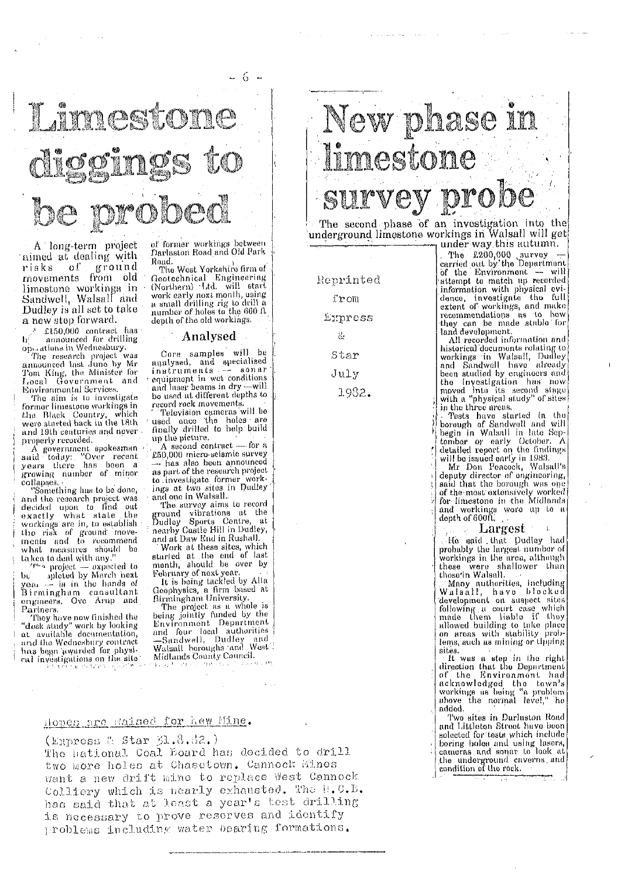# Limestone diggings to be probed

A long-term project aimed at dealing with risks of ground movements from old limestone workings in Sandwell, Walsall and Dudley is all set to take a new step forward.

A £150,000 contract has been announced for drilling operations in Wednesbury.

The research project was announced last June by Mr Tom King, the Minister for Local Government and Environmental Services.

The aim is to investigate former limestone workings in the Black Country, which were started back in the 18th and 19th centuries and never properly recorded.

A government spokesman said today: "Over recent years there has been a growing number of minor collapses.

"Something has to be done, and the research project was decided upon to find out exactly what state the workings are in, to establish the risk of ground movements and to recommend what measures should be taken to deal with any."

The project — expected to be completed by March next year — is in the hands of Birmingham consultant engineers, Ove Arup and Partners.

They have now finished the "desk study" work by looking at available documentation, and the Wednesbury contract has been awarded for physical investigations on the site of former workings between Darlaston Road and Old Park Road.

The West Yorkshire firm of Geotechnical Engineering (Northern) Ltd. will start work early next month, using a small drilling rig to drill a number of holes to the 660 ft. depth of the old workings.

## Analysed

Core samples will be analysed, and specialised instruments — sonar equipment in wet conditions and laser beams in dry — will be used at different depths to record rock movements.

Television cameras will be used once the holes are finally drilled to help build up the picture.

A second contract — for a £50,000 micro-seismic survey — has also been announced as part of the research project to investigate former workings at two sites in Dudley and one in Walsall.

The survey aims to record ground vibrations at the Dudley Sports Centre, at nearby Castle Hill in Dudley, and at Daw End in Rushall.

Work at these sites, which started at the end of last month, should be over by February of next year.

It is being tackled by Alta Geophysics, a firm based at Birmingham University.

The project as a whole is being jointly funded by the Environment Department and four local authorities — Sandwell, Dudley and Walsall boroughs and West Midlands County Council.

Reprinted from Express & Star July 1982.

# New phase in limestone survey probe

The second phase of an investigation into the underground limestone workings in Walsall will get under way this autumn.

The £200,000 survey — carried out by the Department of the Environment — will attempt to match up recorded information with physical evidence, investigate the full extent of workings, and make recommendations as to how they can be made stable for land development.

All recorded information and historical documents relating to workings in Walsall, Dudley and Sandwell have already been studied by engineers and the investigation has now moved into its second stage with a "physical study" of sites in the three areas.

Tests have started in the borough of Sandwell and will begin in Walsall in late September or early October. A detailed report on the findings will be issued early in 1983.

Mr Don Peacock, Walsall's deputy director of engineering, said that the borough was one of the most extensively worked for limestone in the Midlands and workings were up to a depth of 600ft.

## Largest

He said that Dudley had probably the largest number of workings in the area, although these were shallower than those in Walsall.

Many authorities, including Walsall, have blocked development on suspect sites following a court case which made them liable if they allowed building to take place on areas with stability problems, such as mining or tipping sites.

It was a step in the right direction that the Department of the Environment had acknowledged the town's workings as being "a problem above the normal level," he added.

Two sites in Darlaston Road and Littleton Street have been selected for tests which include boring holes and using lasers, cameras and sonar to look at the underground caverns and condition of the rock.

## Hopes are Raised for New Mine.

(Express & Star 31.8.82.)

The National Coal Board has decided to drill two more holes at Chasetown. Cannock Mines want a new drift mine to replace West Cannock Colliery which is nearly exhausted. The N.C.B. has said that at least a year's test drilling is necessary to prove reserves and identify problems including water bearing formations.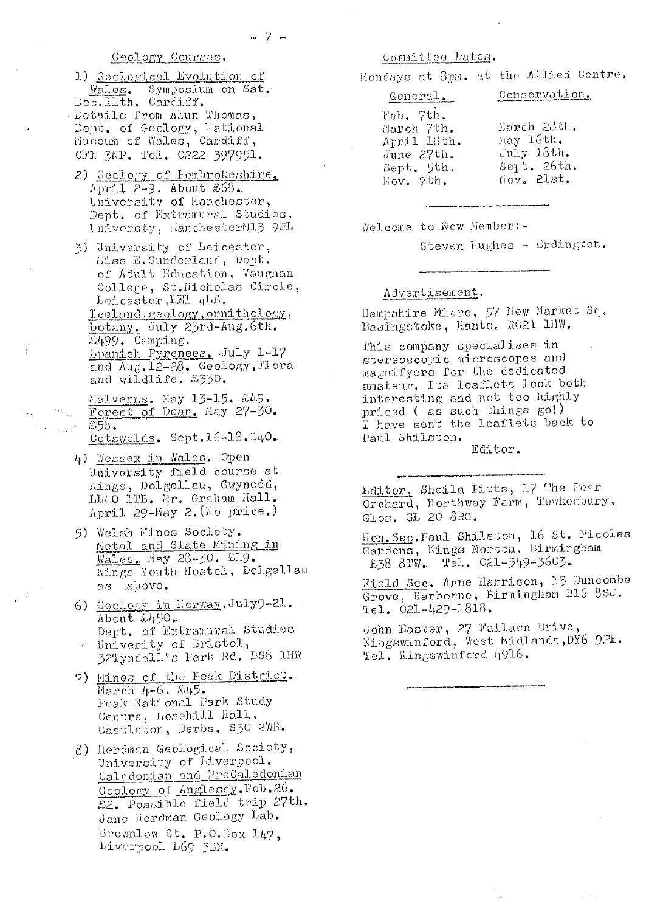## Geology Courses.

1) Geological Evolution of Wales. Symposium on Sat. Dec.11th. Cardiff. Details from Alun Thomas, Dept. of Geology, National Museum of Wales, Cardiff, CF1 3NP. Tel. 0222 397951.

2) Geology of Pembrokeshire. April 2-9. About £68. University of Manchester, Dept. of Extramural Studies, Universty, ManchesterM13 9PL

3) University of Leicester, Miss E.Sunderland, Dept. of Adult Education, Vaughan College, St.Nicholas Circle, Leicester,LE1 4LB.
   Iceland,geology,ornithology, botany. July 23rd-Aug.6th. £499. Camping.
   Spanish Pyrenees. July 1-17 and Aug.12-28. Geology,Flora and wildlife. £330.

   Malverns. May 13-15. £49.
   Forest of Dean. May 27-30. £58.
   Cotswolds. Sept.16-18.£40.

4) Wessex in Wales. Open University field course at Kings, Dolgellau, Gwynedd, LL40 1TB. Mr. Graham Hall. April 29-May 2.(No price.)

5) Welsh Mines Society. Metal and Slate Mining in Wales. May 28-30. £19. Kings Youth Hostel, Dolgellau as above.

6) Geology in Norway.July9-21. About £450. Dept. of Extramural Studies Univerity of Bristol, 32Tyndall's Park Rd. BS8 1HR

7) Mines of the Peak District. March 4-6. £45. Peak National Park Study Centre, Losehill Hall, Castleton, Derbs. S30 2WB.

8) Herdman Geological Society, University of Liverpool. Caledonian and PreCaledonian Geology of Anglesey.Feb.26. £2. Possible field trip 27th. Jane Herdman Geology Lab. Brownlow St. P.O.Box 147, Liverpool L69 3BX.

## Committee Dates.

Mondays at 8pm. at the Allied Centre.

| General. | Conservation. |
|---|---|
| Feb. 7th. | |
| March 7th. | March 28th. |
| April 18th. | May 16th. |
| June 27th. | July 18th. |
| Sept. 5th. | Sept. 26th. |
| Nov. 7th. | Nov. 21st. |

---

Welcome to New Member:-

Steven Hughes - Erdington.

---

## Advertisement.

Hampshire Micro, 57 New Market Sq. Basingstoke, Hants. RG21 1HW.

This company specialises in stereoscopic microscopes and magnifyers for the dedicated amateur. Its leaflets look both interesting and not too highly priced ( as such things go!) I have sent the leaflets back to Paul Shilston.

Editor.

---

Editor, Sheila Pitts, 17 The Pear Orchard, Northway Farm, Tewkesbury, Glos. GL 20 8RG.

Hon.Sec.Paul Shilston, 16 St. Nicolas Gardens, Kings Norton, Birmingham B38 8TW. Tel. 021-549-3603.

Field Sec. Anne Harrison, 15 Duncombe Grove, Harborne, Birmingham B16 8SJ. Tel. 021-429-1818.

John Easter, 27 Wallawn Drive, Kingswinford, West Midlands,DY6 9PE. Tel. Kingswinford 4916.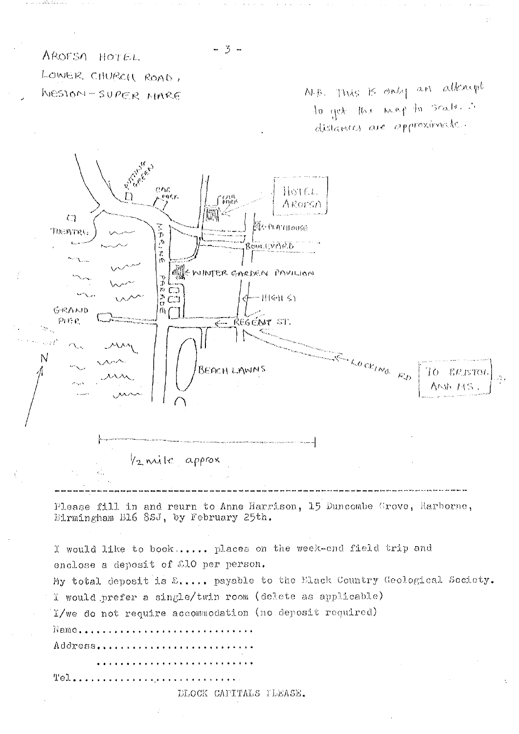AROFSA HOTEL
LOWER CHURCH ROAD,
WESTON-SUPER-MARE

N.B. This is only an attempt to get the map to scale ∴ distances are approximate.

PUTTING GREEN

CAR PARK

CAR PARK

HOTEL AROFSA

THEATRE

PLAYHOUSE

BOULEVARD

MARINE PARADE

WINTER GARDEN PAVILION

HIGH ST

GRAND PIER

REGENT ST.

N

BEACH LAWNS

LOCKING RD

TO BRISTOL AND M5.

½ mile approx

---

Please fill in and reurn to Anne Harrison, 15 Duncombe Grove, Harborne, Birmingham B16 8SJ, by February 25th.

I would like to book...... places on the week-end field trip and enclose a deposit of £10 per person.

My total deposit is £..... payable to the Black Country Geological Society.

I would prefer a single/twin room (delete as applicable)

I/we do not require accommodation (no deposit required)

Name............................

Address.........................

.........................

Tel.............................

BLOCK CAPITALS PLEASE.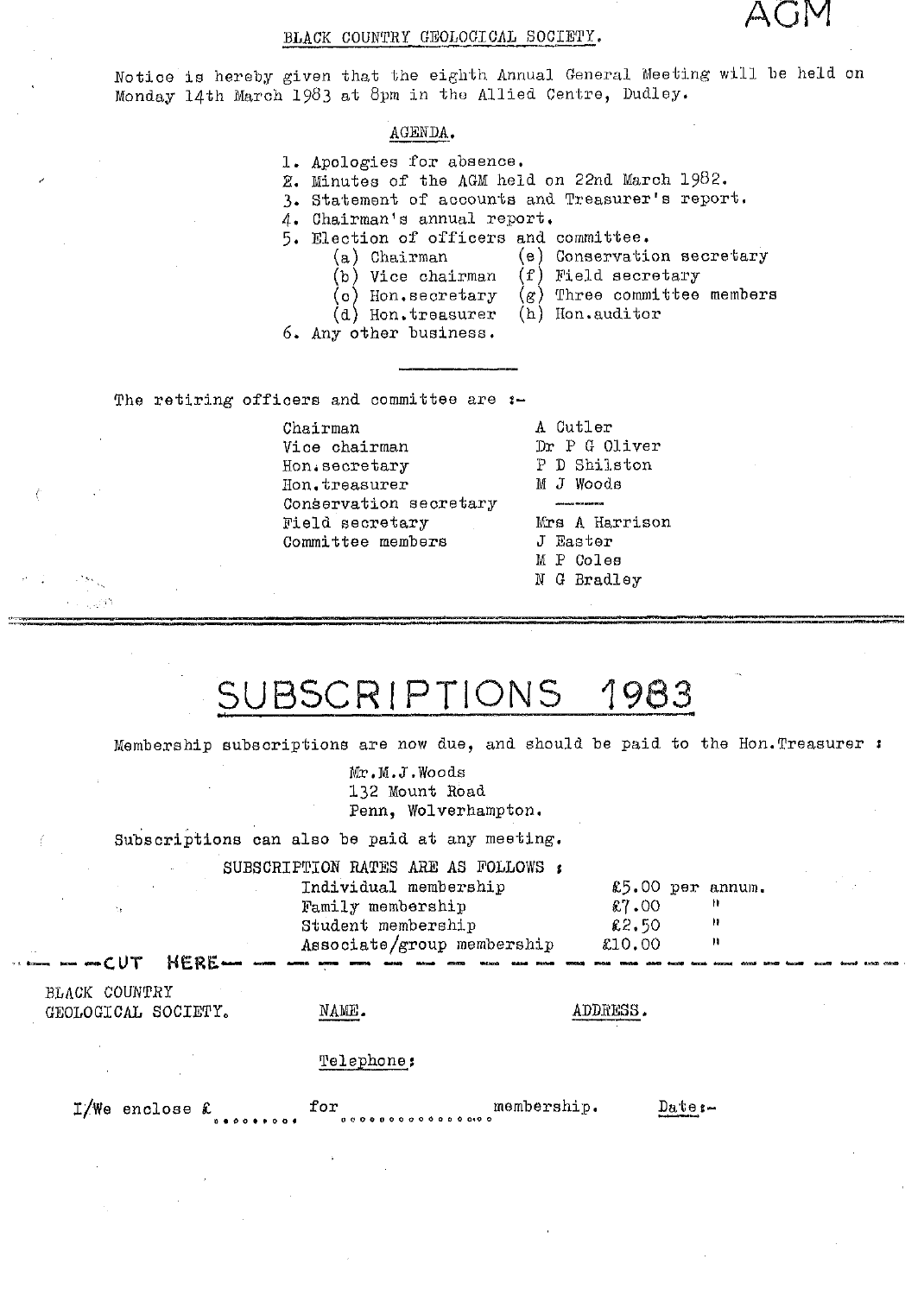AGM

BLACK COUNTRY GEOLOGICAL SOCIETY.

Notice is hereby given that the eighth Annual General Meeting will be held on Monday 14th March 1983 at 8pm in the Allied Centre, Dudley.

AGENDA.

1. Apologies for absence.
2. Minutes of the AGM held on 22nd March 1982.
3. Statement of accounts and Treasurer's report.
4. Chairman's annual report.
5. Election of officers and committee.
   - (a) Chairman
   - (b) Vice chairman
   - (c) Hon.secretary
   - (d) Hon.treasurer
   - (e) Conservation secretary
   - (f) Field secretary
   - (g) Three committee members
   - (h) Hon.auditor
6. Any other business.

---

The retiring officers and committee are :-

| | |
|---|---|
| Chairman | A Cutler |
| Vice chairman | Dr P G Oliver |
| Hon.secretary | P D Shilston |
| Hon.treasurer | M J Woods |
| Conservation secretary | ——— |
| Field secretary | Mrs A Harrison |
| Committee members | J Easter |
| | M P Coles |
| | N G Bradley |

---

# SUBSCRIPTIONS 1983

Membership subscriptions are now due, and should be paid to the Hon.Treasurer :

Mr.M.J.Woods  
132 Mount Road  
Penn, Wolverhampton.

Subscriptions can also be paid at any meeting.

SUBSCRIPTION RATES ARE AS FOLLOWS :

| | |
|---|---|
| Individual membership | £5.00 per annum. |
| Family membership | £7.00 " |
| Student membership | £2.50 " |
| Associate/group membership | £10.00 " |

- - CUT HERE - - - - - - - - - - - - - - - - - - - - - - - - - - - - - - - -

BLACK COUNTRY GEOLOGICAL SOCIETY. NAME. ADDRESS.

Telephone:

I/We enclose £.......... for ................ membership. Date:-